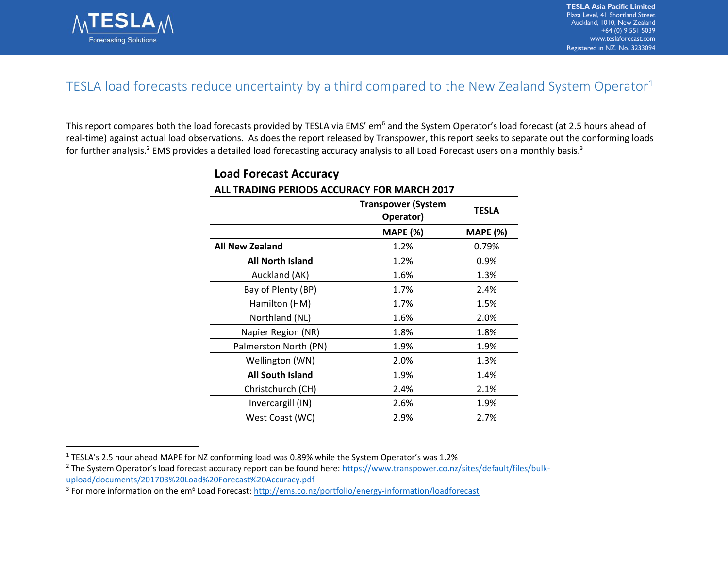TESLA Asia Pacific Limited
Plaza Level, 41 Shortland Street
Auckland, 1010, New Zealand
+64 (0) 9 551 5039
www.teslaforecast.com
Registered in NZ. No. 3233094

# TESLA load forecasts reduce uncertainty by a third compared to the New Zealand System Operator[1]

This report compares both the load forecasts provided by TESLA via EMS' em[6] and the System Operator's load forecast (at 2.5 hours ahead of real-time) against actual load observations. As does the report released by Transpower, this report seeks to separate out the conforming loads for further analysis.[2] EMS provides a detailed load forecasting accuracy analysis to all Load Forecast users on a monthly basis.[3]

## Load Forecast Accuracy

| ALL TRADING PERIODS ACCURACY FOR MARCH 2017 | Transpower (System Operator) | TESLA |
|---|---|---|
| | MAPE (%) | MAPE (%) |
| **All New Zealand** | 1.2% | 0.79% |
| **All North Island** | 1.2% | 0.9% |
| Auckland (AK) | 1.6% | 1.3% |
| Bay of Plenty (BP) | 1.7% | 2.4% |
| Hamilton (HM) | 1.7% | 1.5% |
| Northland (NL) | 1.6% | 2.0% |
| Napier Region (NR) | 1.8% | 1.8% |
| Palmerston North (PN) | 1.9% | 1.9% |
| Wellington (WN) | 2.0% | 1.3% |
| **All South Island** | 1.9% | 1.4% |
| Christchurch (CH) | 2.4% | 2.1% |
| Invercargill (IN) | 2.6% | 1.9% |
| West Coast (WC) | 2.9% | 2.7% |

[1] TESLA's 2.5 hour ahead MAPE for NZ conforming load was 0.89% while the System Operator's was 1.2%

[2] The System Operator's load forecast accuracy report can be found here: https://www.transpower.co.nz/sites/default/files/bulk-upload/documents/201703%20Load%20Forecast%20Accuracy.pdf

[3] For more information on the em[6] Load Forecast: http://ems.co.nz/portfolio/energy-information/loadforecast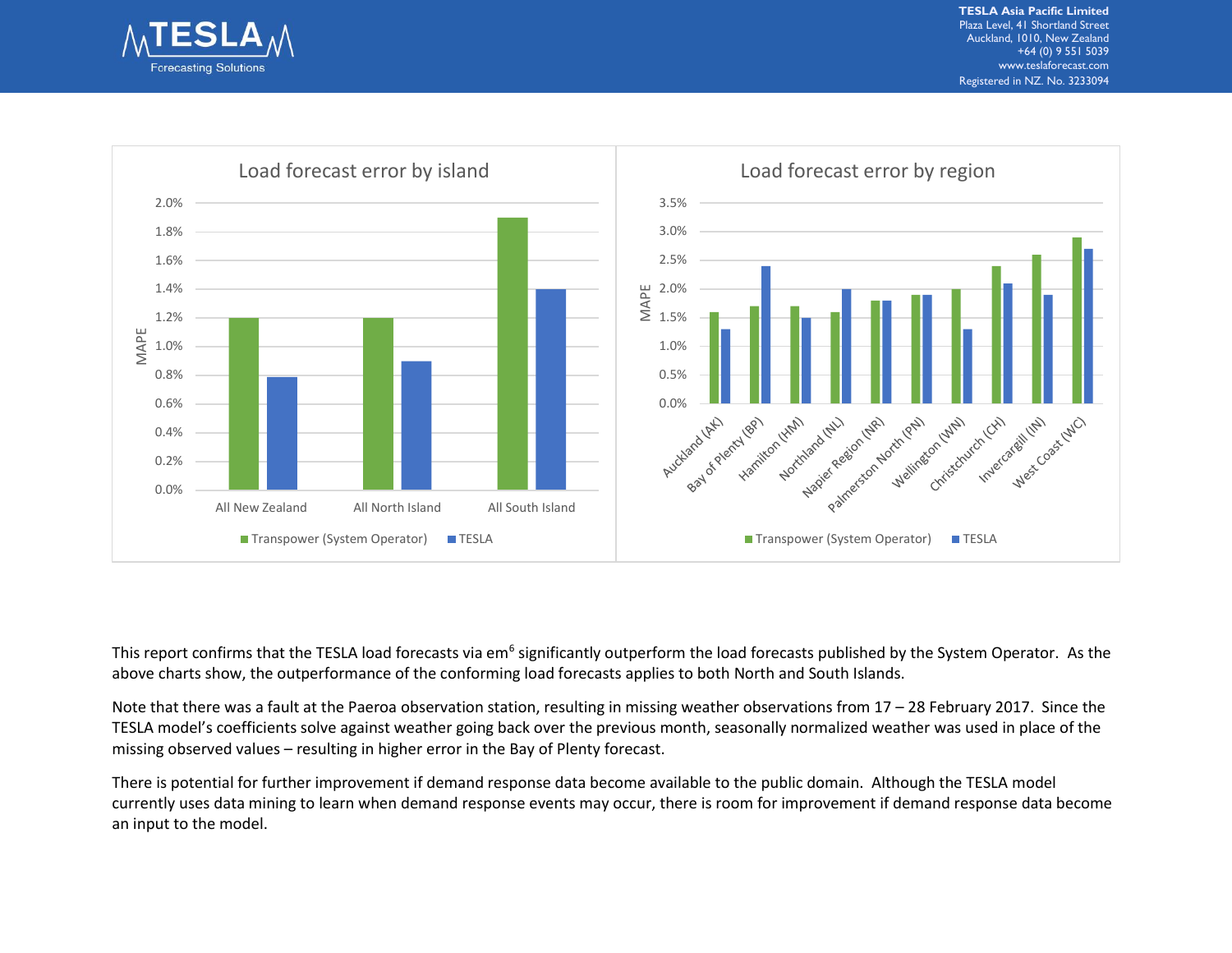**Load forecast error by island**

**Load forecast error by region**

This report confirms that the TESLA load forecasts via em[6] significantly outperform the load forecasts published by the System Operator. As the above charts show, the outperformance of the conforming load forecasts applies to both North and South Islands.

Note that there was a fault at the Paeroa observation station, resulting in missing weather observations from 17 – 28 February 2017. Since the TESLA model's coefficients solve against weather going back over the previous month, seasonally normalized weather was used in place of the missing observed values – resulting in higher error in the Bay of Plenty forecast.

There is potential for further improvement if demand response data become available to the public domain. Although the TESLA model currently uses data mining to learn when demand response events may occur, there is room for improvement if demand response data become an input to the model.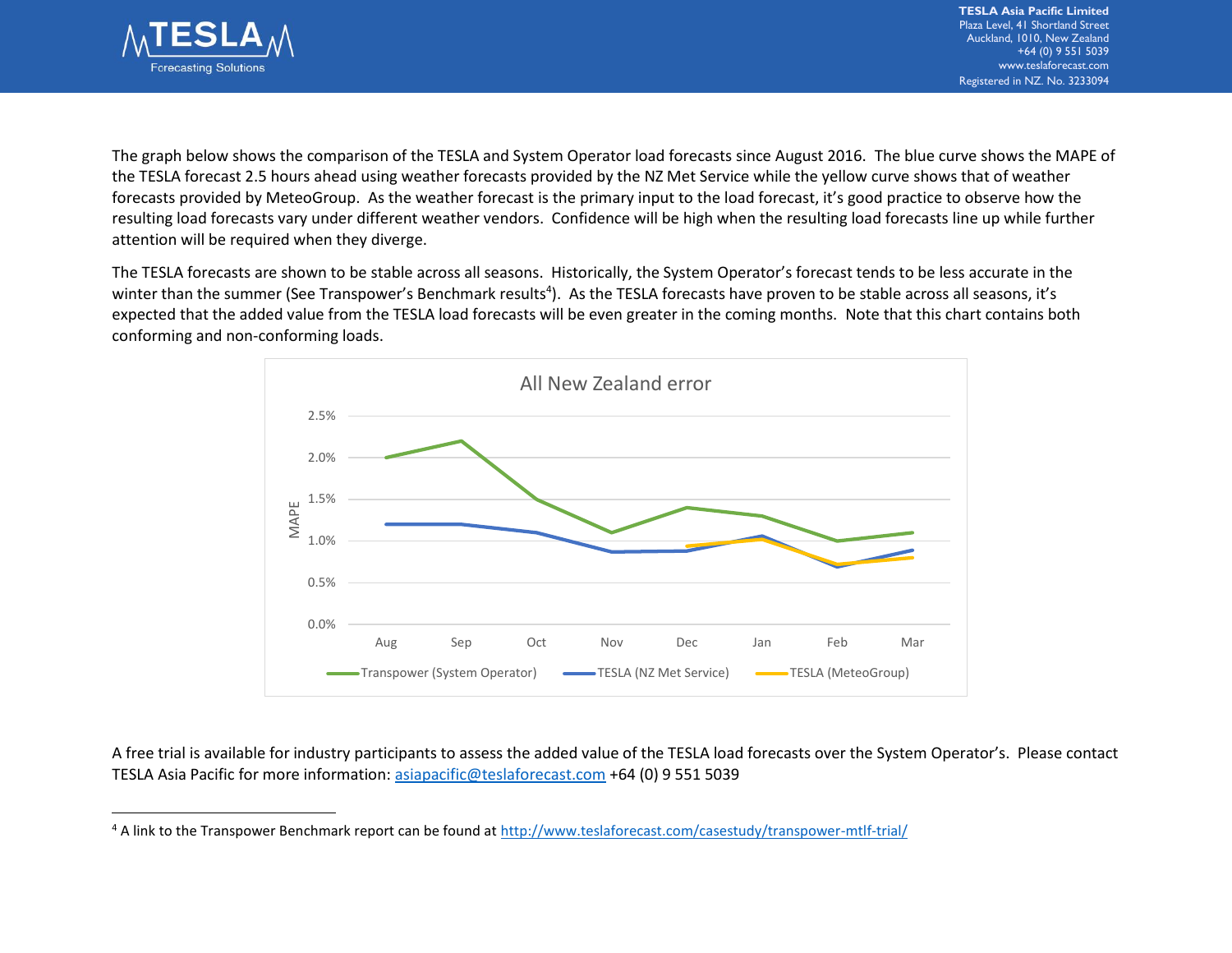The graph below shows the comparison of the TESLA and System Operator load forecasts since August 2016. The blue curve shows the MAPE of the TESLA forecast 2.5 hours ahead using weather forecasts provided by the NZ Met Service while the yellow curve shows that of weather forecasts provided by MeteoGroup. As the weather forecast is the primary input to the load forecast, it's good practice to observe how the resulting load forecasts vary under different weather vendors. Confidence will be high when the resulting load forecasts line up while further attention will be required when they diverge.

The TESLA forecasts are shown to be stable across all seasons. Historically, the System Operator's forecast tends to be less accurate in the winter than the summer (See Transpower's Benchmark results[4]). As the TESLA forecasts have proven to be stable across all seasons, it's expected that the added value from the TESLA load forecasts will be even greater in the coming months. Note that this chart contains both conforming and non-conforming loads.

All New Zealand error

MAPE

2.5%
2.0%
1.5%
1.0%
0.5%
0.0%

Aug Sep Oct Nov Dec Jan Feb Mar

Transpower (System Operator) TESLA (NZ Met Service) TESLA (MeteoGroup)

A free trial is available for industry participants to assess the added value of the TESLA load forecasts over the System Operator's. Please contact TESLA Asia Pacific for more information: asiapacific@teslaforecast.com +64 (0) 9 551 5039

[4] A link to the Transpower Benchmark report can be found at http://www.teslaforecast.com/casestudy/transpower-mtlf-trial/